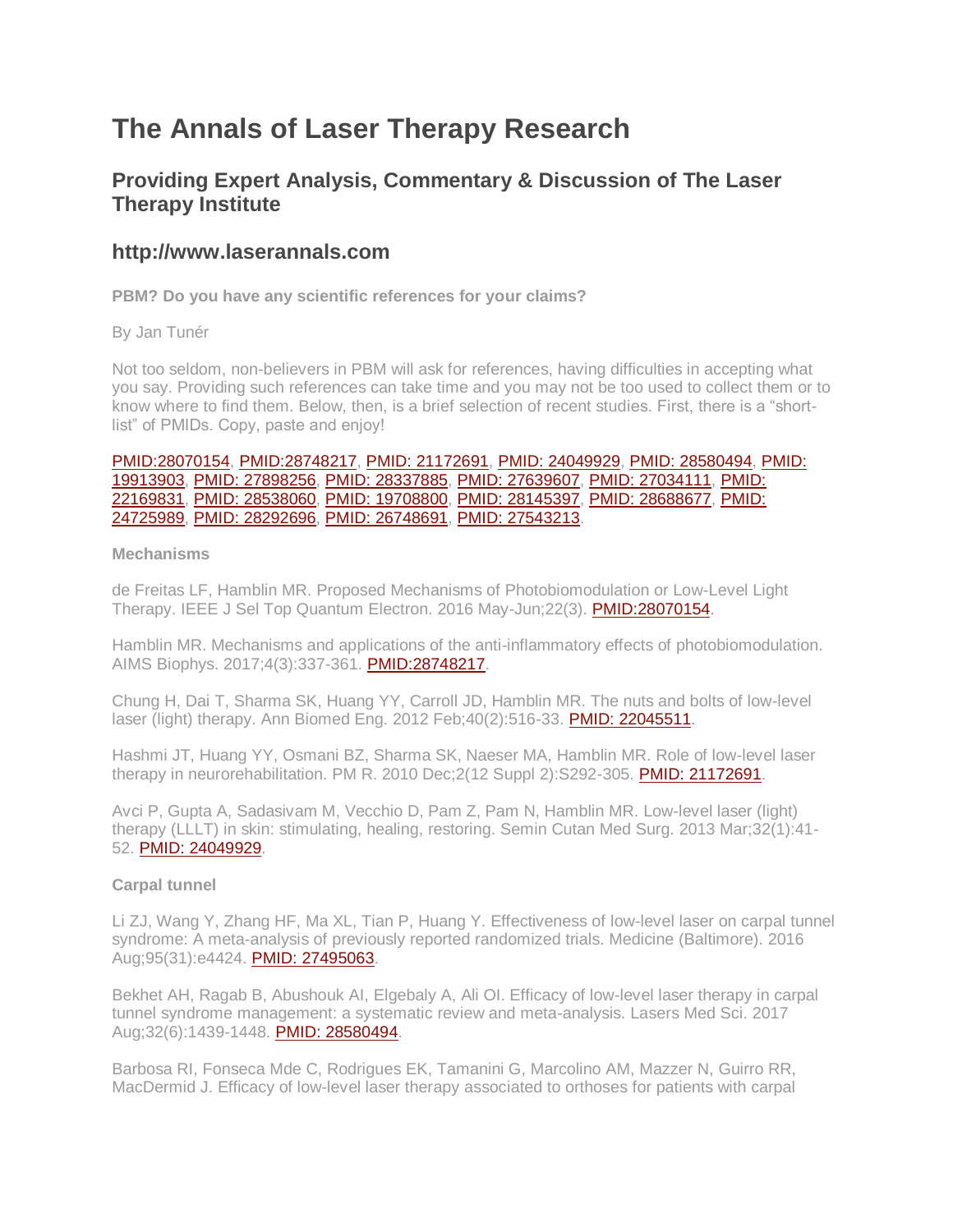# The Annals of Laser Therapy Research

## Providing Expert Analysis, Commentary & Discussion of The Laser Therapy Institute

## http://www.laserannals.com

**PBM? Do you have any scientific references for your claims?**

By Jan Tunér

Not too seldom, non-believers in PBM will ask for references, having difficulties in accepting what you say. Providing such references can take time and you may not be too used to collect them or to know where to find them. Below, then, is a brief selection of recent studies. First, there is a "short-list" of PMIDs. Copy, paste and enjoy!

PMID:28070154, PMID:28748217, PMID: 21172691, PMID: 24049929, PMID: 28580494, PMID: 19913903, PMID: 27898256, PMID: 28337885, PMID: 27639607, PMID: 27034111, PMID: 22169831, PMID: 28538060, PMID: 19708800, PMID: 28145397, PMID: 28688677, PMID: 24725989, PMID: 28292696, PMID: 26748691, PMID: 27543213.

**Mechanisms**

de Freitas LF, Hamblin MR. Proposed Mechanisms of Photobiomodulation or Low-Level Light Therapy. IEEE J Sel Top Quantum Electron. 2016 May-Jun;22(3). PMID:28070154.

Hamblin MR. Mechanisms and applications of the anti-inflammatory effects of photobiomodulation. AIMS Biophys. 2017;4(3):337-361. PMID:28748217.

Chung H, Dai T, Sharma SK, Huang YY, Carroll JD, Hamblin MR. The nuts and bolts of low-level laser (light) therapy. Ann Biomed Eng. 2012 Feb;40(2):516-33. PMID: 22045511.

Hashmi JT, Huang YY, Osmani BZ, Sharma SK, Naeser MA, Hamblin MR. Role of low-level laser therapy in neurorehabilitation. PM R. 2010 Dec;2(12 Suppl 2):S292-305. PMID: 21172691.

Avci P, Gupta A, Sadasivam M, Vecchio D, Pam Z, Pam N, Hamblin MR. Low-level laser (light) therapy (LLLT) in skin: stimulating, healing, restoring. Semin Cutan Med Surg. 2013 Mar;32(1):41-52. PMID: 24049929.

**Carpal tunnel**

Li ZJ, Wang Y, Zhang HF, Ma XL, Tian P, Huang Y. Effectiveness of low-level laser on carpal tunnel syndrome: A meta-analysis of previously reported randomized trials. Medicine (Baltimore). 2016 Aug;95(31):e4424. PMID: 27495063.

Bekhet AH, Ragab B, Abushouk AI, Elgebaly A, Ali OI. Efficacy of low-level laser therapy in carpal tunnel syndrome management: a systematic review and meta-analysis. Lasers Med Sci. 2017 Aug;32(6):1439-1448. PMID: 28580494.

Barbosa RI, Fonseca Mde C, Rodrigues EK, Tamanini G, Marcolino AM, Mazzer N, Guirro RR, MacDermid J. Efficacy of low-level laser therapy associated to orthoses for patients with carpal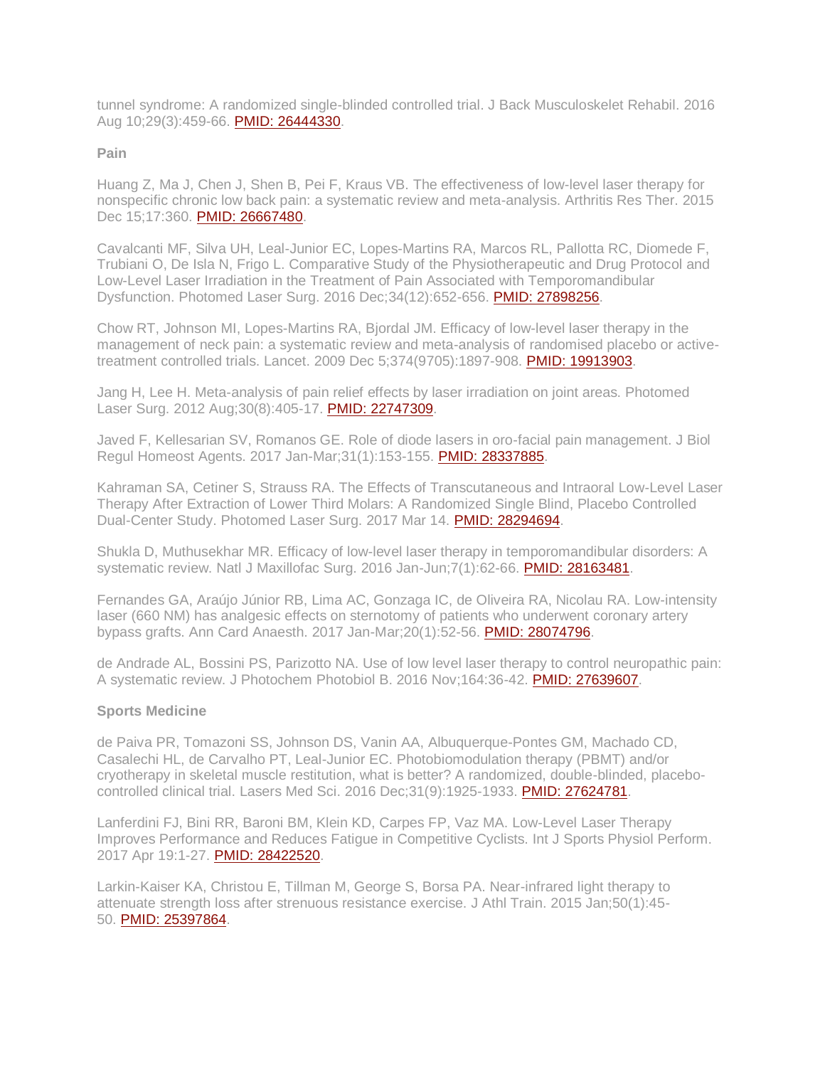tunnel syndrome: A randomized single-blinded controlled trial. J Back Musculoskelet Rehabil. 2016 Aug 10;29(3):459-66. PMID: 26444330.

**Pain**

Huang Z, Ma J, Chen J, Shen B, Pei F, Kraus VB. The effectiveness of low-level laser therapy for nonspecific chronic low back pain: a systematic review and meta-analysis. Arthritis Res Ther. 2015 Dec 15;17:360. PMID: 26667480.

Cavalcanti MF, Silva UH, Leal-Junior EC, Lopes-Martins RA, Marcos RL, Pallotta RC, Diomede F, Trubiani O, De Isla N, Frigo L. Comparative Study of the Physiotherapeutic and Drug Protocol and Low-Level Laser Irradiation in the Treatment of Pain Associated with Temporomandibular Dysfunction. Photomed Laser Surg. 2016 Dec;34(12):652-656. PMID: 27898256.

Chow RT, Johnson MI, Lopes-Martins RA, Bjordal JM. Efficacy of low-level laser therapy in the management of neck pain: a systematic review and meta-analysis of randomised placebo or active-treatment controlled trials. Lancet. 2009 Dec 5;374(9705):1897-908. PMID: 19913903.

Jang H, Lee H. Meta-analysis of pain relief effects by laser irradiation on joint areas. Photomed Laser Surg. 2012 Aug;30(8):405-17. PMID: 22747309.

Javed F, Kellesarian SV, Romanos GE. Role of diode lasers in oro-facial pain management. J Biol Regul Homeost Agents. 2017 Jan-Mar;31(1):153-155. PMID: 28337885.

Kahraman SA, Cetiner S, Strauss RA. The Effects of Transcutaneous and Intraoral Low-Level Laser Therapy After Extraction of Lower Third Molars: A Randomized Single Blind, Placebo Controlled Dual-Center Study. Photomed Laser Surg. 2017 Mar 14. PMID: 28294694.

Shukla D, Muthusekhar MR. Efficacy of low-level laser therapy in temporomandibular disorders: A systematic review. Natl J Maxillofac Surg. 2016 Jan-Jun;7(1):62-66. PMID: 28163481.

Fernandes GA, Araújo Júnior RB, Lima AC, Gonzaga IC, de Oliveira RA, Nicolau RA. Low-intensity laser (660 NM) has analgesic effects on sternotomy of patients who underwent coronary artery bypass grafts. Ann Card Anaesth. 2017 Jan-Mar;20(1):52-56. PMID: 28074796.

de Andrade AL, Bossini PS, Parizotto NA. Use of low level laser therapy to control neuropathic pain: A systematic review. J Photochem Photobiol B. 2016 Nov;164:36-42. PMID: 27639607.

**Sports Medicine**

de Paiva PR, Tomazoni SS, Johnson DS, Vanin AA, Albuquerque-Pontes GM, Machado CD, Casalechi HL, de Carvalho PT, Leal-Junior EC. Photobiomodulation therapy (PBMT) and/or cryotherapy in skeletal muscle restitution, what is better? A randomized, double-blinded, placebo-controlled clinical trial. Lasers Med Sci. 2016 Dec;31(9):1925-1933. PMID: 27624781.

Lanferdini FJ, Bini RR, Baroni BM, Klein KD, Carpes FP, Vaz MA. Low-Level Laser Therapy Improves Performance and Reduces Fatigue in Competitive Cyclists. Int J Sports Physiol Perform. 2017 Apr 19:1-27. PMID: 28422520.

Larkin-Kaiser KA, Christou E, Tillman M, George S, Borsa PA. Near-infrared light therapy to attenuate strength loss after strenuous resistance exercise. J Athl Train. 2015 Jan;50(1):45-50. PMID: 25397864.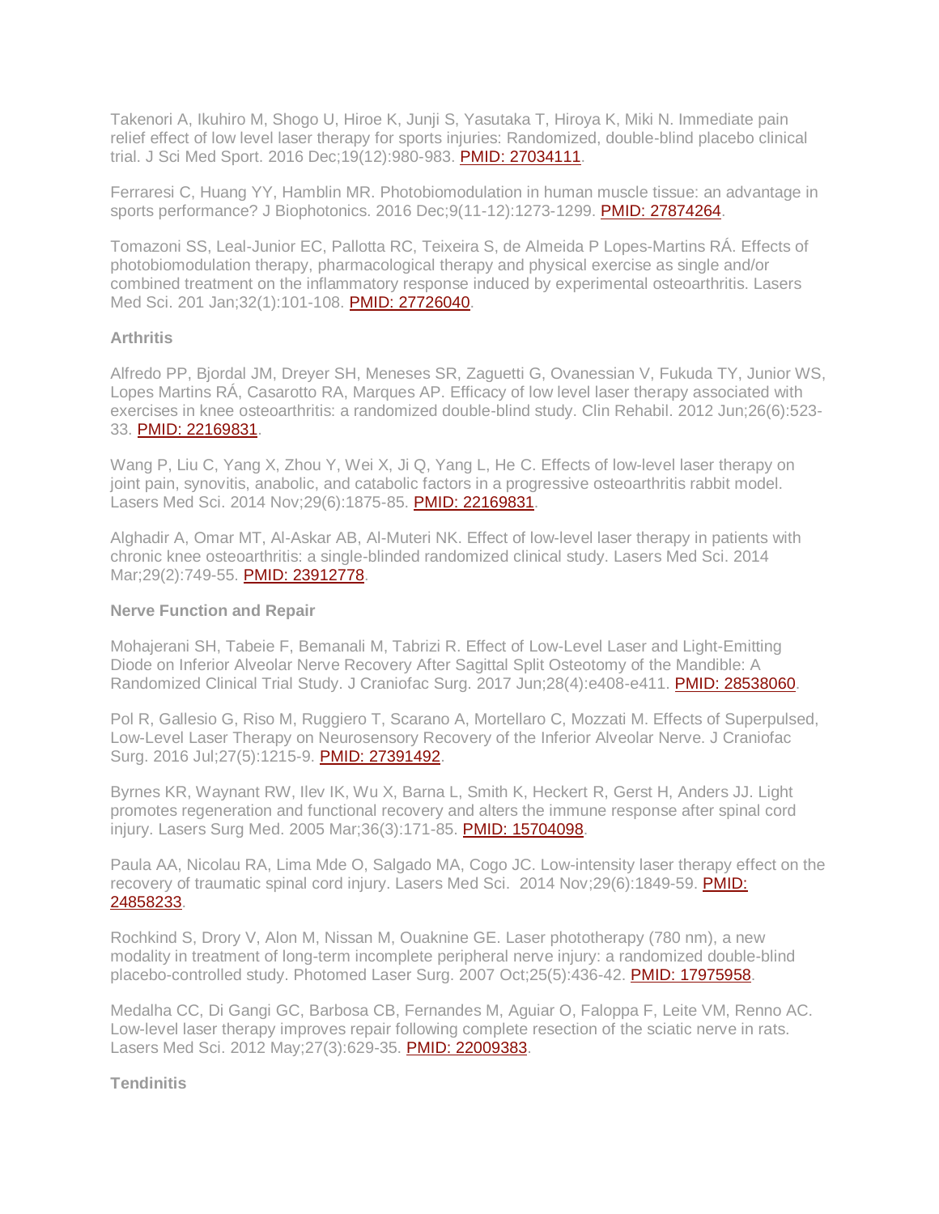Takenori A, Ikuhiro M, Shogo U, Hiroe K, Junji S, Yasutaka T, Hiroya K, Miki N. Immediate pain relief effect of low level laser therapy for sports injuries: Randomized, double-blind placebo clinical trial. J Sci Med Sport. 2016 Dec;19(12):980-983. PMID: 27034111.

Ferraresi C, Huang YY, Hamblin MR. Photobiomodulation in human muscle tissue: an advantage in sports performance? J Biophotonics. 2016 Dec;9(11-12):1273-1299. PMID: 27874264.

Tomazoni SS, Leal-Junior EC, Pallotta RC, Teixeira S, de Almeida P Lopes-Martins RÁ. Effects of photobiomodulation therapy, pharmacological therapy and physical exercise as single and/or combined treatment on the inflammatory response induced by experimental osteoarthritis. Lasers Med Sci. 201 Jan;32(1):101-108. PMID: 27726040.

**Arthritis**

Alfredo PP, Bjordal JM, Dreyer SH, Meneses SR, Zaguetti G, Ovanessian V, Fukuda TY, Junior WS, Lopes Martins RÁ, Casarotto RA, Marques AP. Efficacy of low level laser therapy associated with exercises in knee osteoarthritis: a randomized double-blind study. Clin Rehabil. 2012 Jun;26(6):523-33. PMID: 22169831.

Wang P, Liu C, Yang X, Zhou Y, Wei X, Ji Q, Yang L, He C. Effects of low-level laser therapy on joint pain, synovitis, anabolic, and catabolic factors in a progressive osteoarthritis rabbit model. Lasers Med Sci. 2014 Nov;29(6):1875-85. PMID: 22169831.

Alghadir A, Omar MT, Al-Askar AB, Al-Muteri NK. Effect of low-level laser therapy in patients with chronic knee osteoarthritis: a single-blinded randomized clinical study. Lasers Med Sci. 2014 Mar;29(2):749-55. PMID: 23912778.

**Nerve Function and Repair**

Mohajerani SH, Tabeie F, Bemanali M, Tabrizi R. Effect of Low-Level Laser and Light-Emitting Diode on Inferior Alveolar Nerve Recovery After Sagittal Split Osteotomy of the Mandible: A Randomized Clinical Trial Study. J Craniofac Surg. 2017 Jun;28(4):e408-e411. PMID: 28538060.

Pol R, Gallesio G, Riso M, Ruggiero T, Scarano A, Mortellaro C, Mozzati M. Effects of Superpulsed, Low-Level Laser Therapy on Neurosensory Recovery of the Inferior Alveolar Nerve. J Craniofac Surg. 2016 Jul;27(5):1215-9. PMID: 27391492.

Byrnes KR, Waynant RW, Ilev IK, Wu X, Barna L, Smith K, Heckert R, Gerst H, Anders JJ. Light promotes regeneration and functional recovery and alters the immune response after spinal cord injury. Lasers Surg Med. 2005 Mar;36(3):171-85. PMID: 15704098.

Paula AA, Nicolau RA, Lima Mde O, Salgado MA, Cogo JC. Low-intensity laser therapy effect on the recovery of traumatic spinal cord injury. Lasers Med Sci. 2014 Nov;29(6):1849-59. PMID: 24858233.

Rochkind S, Drory V, Alon M, Nissan M, Ouaknine GE. Laser phototherapy (780 nm), a new modality in treatment of long-term incomplete peripheral nerve injury: a randomized double-blind placebo-controlled study. Photomed Laser Surg. 2007 Oct;25(5):436-42. PMID: 17975958.

Medalha CC, Di Gangi GC, Barbosa CB, Fernandes M, Aguiar O, Faloppa F, Leite VM, Renno AC. Low-level laser therapy improves repair following complete resection of the sciatic nerve in rats. Lasers Med Sci. 2012 May;27(3):629-35. PMID: 22009383.

**Tendinitis**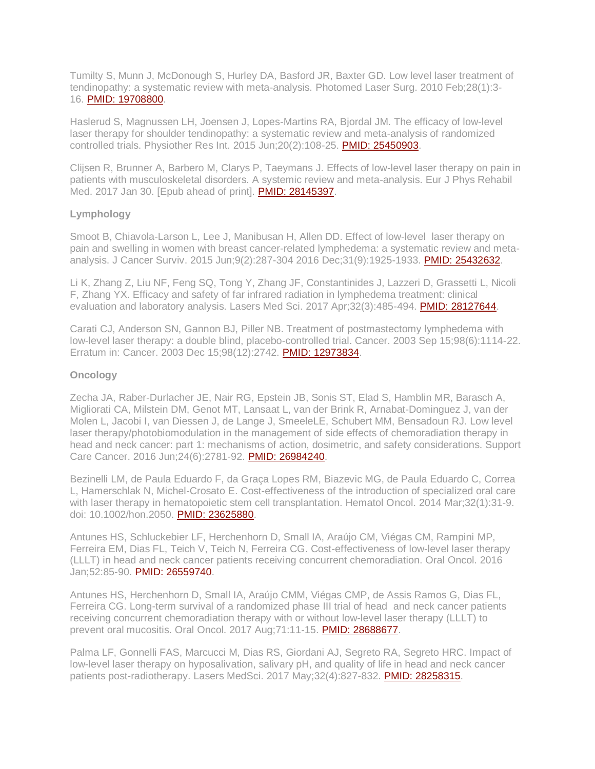Tumilty S, Munn J, McDonough S, Hurley DA, Basford JR, Baxter GD. Low level laser treatment of tendinopathy: a systematic review with meta-analysis. Photomed Laser Surg. 2010 Feb;28(1):3-16. PMID: 19708800.

Haslerud S, Magnussen LH, Joensen J, Lopes-Martins RA, Bjordal JM. The efficacy of low-level laser therapy for shoulder tendinopathy: a systematic review and meta-analysis of randomized controlled trials. Physiother Res Int. 2015 Jun;20(2):108-25. PMID: 25450903.

Clijsen R, Brunner A, Barbero M, Clarys P, Taeymans J. Effects of low-level laser therapy on pain in patients with musculoskeletal disorders. A systemic review and meta-analysis. Eur J Phys Rehabil Med. 2017 Jan 30. [Epub ahead of print]. PMID: 28145397.

**Lymphology**

Smoot B, Chiavola-Larson L, Lee J, Manibusan H, Allen DD. Effect of low-level laser therapy on pain and swelling in women with breast cancer-related lymphedema: a systematic review and meta-analysis. J Cancer Surviv. 2015 Jun;9(2):287-304 2016 Dec;31(9):1925-1933. PMID: 25432632.

Li K, Zhang Z, Liu NF, Feng SQ, Tong Y, Zhang JF, Constantinides J, Lazzeri D, Grassetti L, Nicoli F, Zhang YX. Efficacy and safety of far infrared radiation in lymphedema treatment: clinical evaluation and laboratory analysis. Lasers Med Sci. 2017 Apr;32(3):485-494. PMID: 28127644.

Carati CJ, Anderson SN, Gannon BJ, Piller NB. Treatment of postmastectomy lymphedema with low-level laser therapy: a double blind, placebo-controlled trial. Cancer. 2003 Sep 15;98(6):1114-22. Erratum in: Cancer. 2003 Dec 15;98(12):2742. PMID: 12973834.

**Oncology**

Zecha JA, Raber-Durlacher JE, Nair RG, Epstein JB, Sonis ST, Elad S, Hamblin MR, Barasch A, Migliorati CA, Milstein DM, Genot MT, Lansaat L, van der Brink R, Arnabat-Dominguez J, van der Molen L, Jacobi I, van Diessen J, de Lange J, SmeeleLE, Schubert MM, Bensadoun RJ. Low level laser therapy/photobiomodulation in the management of side effects of chemoradiation therapy in head and neck cancer: part 1: mechanisms of action, dosimetric, and safety considerations. Support Care Cancer. 2016 Jun;24(6):2781-92. PMID: 26984240.

Bezinelli LM, de Paula Eduardo F, da Graça Lopes RM, Biazevic MG, de Paula Eduardo C, Correa L, Hamerschlak N, Michel-Crosato E. Cost-effectiveness of the introduction of specialized oral care with laser therapy in hematopoietic stem cell transplantation. Hematol Oncol. 2014 Mar;32(1):31-9. doi: 10.1002/hon.2050. PMID: 23625880.

Antunes HS, Schluckebier LF, Herchenhorn D, Small IA, Araújo CM, Viégas CM, Rampini MP, Ferreira EM, Dias FL, Teich V, Teich N, Ferreira CG. Cost-effectiveness of low-level laser therapy (LLLT) in head and neck cancer patients receiving concurrent chemoradiation. Oral Oncol. 2016 Jan;52:85-90. PMID: 26559740.

Antunes HS, Herchenhorn D, Small IA, Araújo CMM, Viégas CMP, de Assis Ramos G, Dias FL, Ferreira CG. Long-term survival of a randomized phase III trial of head and neck cancer patients receiving concurrent chemoradiation therapy with or without low-level laser therapy (LLLT) to prevent oral mucositis. Oral Oncol. 2017 Aug;71:11-15. PMID: 28688677.

Palma LF, Gonnelli FAS, Marcucci M, Dias RS, Giordani AJ, Segreto RA, Segreto HRC. Impact of low-level laser therapy on hyposalivation, salivary pH, and quality of life in head and neck cancer patients post-radiotherapy. Lasers MedSci. 2017 May;32(4):827-832. PMID: 28258315.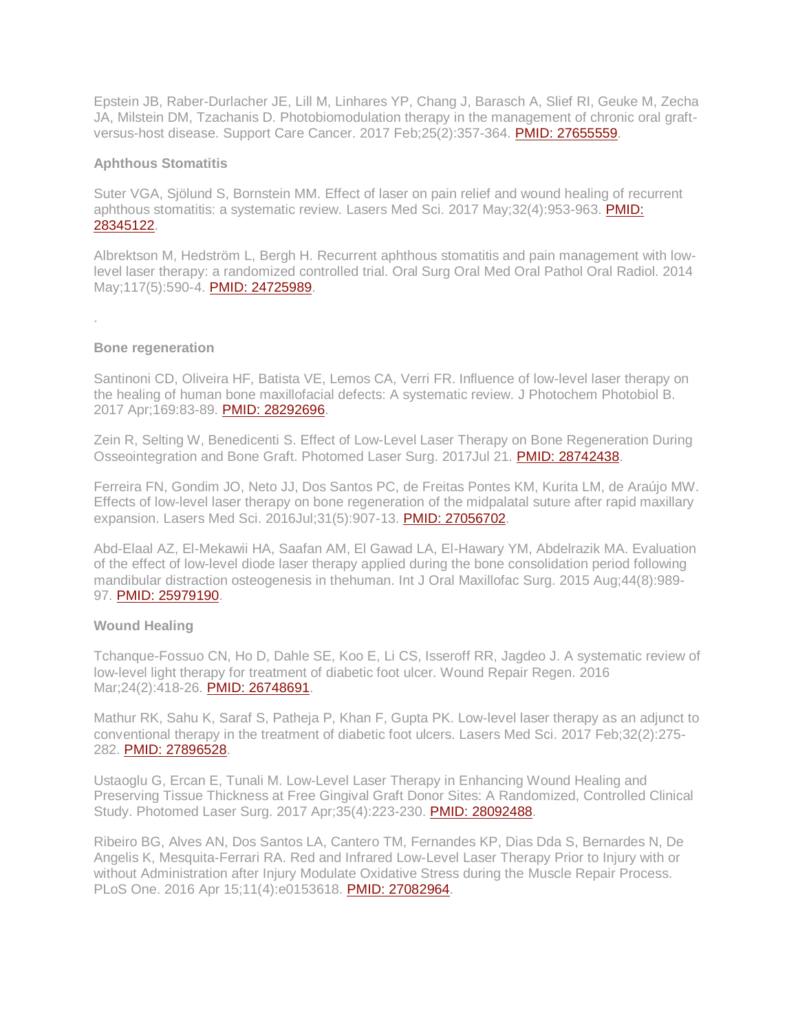Epstein JB, Raber-Durlacher JE, Lill M, Linhares YP, Chang J, Barasch A, Slief RI, Geuke M, Zecha JA, Milstein DM, Tzachanis D. Photobiomodulation therapy in the management of chronic oral graft-versus-host disease. Support Care Cancer. 2017 Feb;25(2):357-364. PMID: 27655559.

### Aphthous Stomatitis

Suter VGA, Sjölund S, Bornstein MM. Effect of laser on pain relief and wound healing of recurrent aphthous stomatitis: a systematic review. Lasers Med Sci. 2017 May;32(4):953-963. PMID: 28345122.

Albrektson M, Hedström L, Bergh H. Recurrent aphthous stomatitis and pain management with low-level laser therapy: a randomized controlled trial. Oral Surg Oral Med Oral Pathol Oral Radiol. 2014 May;117(5):590-4. PMID: 24725989.

.

### Bone regeneration

Santinoni CD, Oliveira HF, Batista VE, Lemos CA, Verri FR. Influence of low-level laser therapy on the healing of human bone maxillofacial defects: A systematic review. J Photochem Photobiol B. 2017 Apr;169:83-89. PMID: 28292696.

Zein R, Selting W, Benedicenti S. Effect of Low-Level Laser Therapy on Bone Regeneration During Osseointegration and Bone Graft. Photomed Laser Surg. 2017Jul 21. PMID: 28742438.

Ferreira FN, Gondim JO, Neto JJ, Dos Santos PC, de Freitas Pontes KM, Kurita LM, de Araújo MW. Effects of low-level laser therapy on bone regeneration of the midpalatal suture after rapid maxillary expansion. Lasers Med Sci. 2016Jul;31(5):907-13. PMID: 27056702.

Abd-Elaal AZ, El-Mekawii HA, Saafan AM, El Gawad LA, El-Hawary YM, Abdelrazik MA. Evaluation of the effect of low-level diode laser therapy applied during the bone consolidation period following mandibular distraction osteogenesis in thehuman. Int J Oral Maxillofac Surg. 2015 Aug;44(8):989-97. PMID: 25979190.

### Wound Healing

Tchanque-Fossuo CN, Ho D, Dahle SE, Koo E, Li CS, Isseroff RR, Jagdeo J. A systematic review of low-level light therapy for treatment of diabetic foot ulcer. Wound Repair Regen. 2016 Mar;24(2):418-26. PMID: 26748691.

Mathur RK, Sahu K, Saraf S, Patheja P, Khan F, Gupta PK. Low-level laser therapy as an adjunct to conventional therapy in the treatment of diabetic foot ulcers. Lasers Med Sci. 2017 Feb;32(2):275-282. PMID: 27896528.

Ustaoglu G, Ercan E, Tunali M. Low-Level Laser Therapy in Enhancing Wound Healing and Preserving Tissue Thickness at Free Gingival Graft Donor Sites: A Randomized, Controlled Clinical Study. Photomed Laser Surg. 2017 Apr;35(4):223-230. PMID: 28092488.

Ribeiro BG, Alves AN, Dos Santos LA, Cantero TM, Fernandes KP, Dias Dda S, Bernardes N, De Angelis K, Mesquita-Ferrari RA. Red and Infrared Low-Level Laser Therapy Prior to Injury with or without Administration after Injury Modulate Oxidative Stress during the Muscle Repair Process. PLoS One. 2016 Apr 15;11(4):e0153618. PMID: 27082964.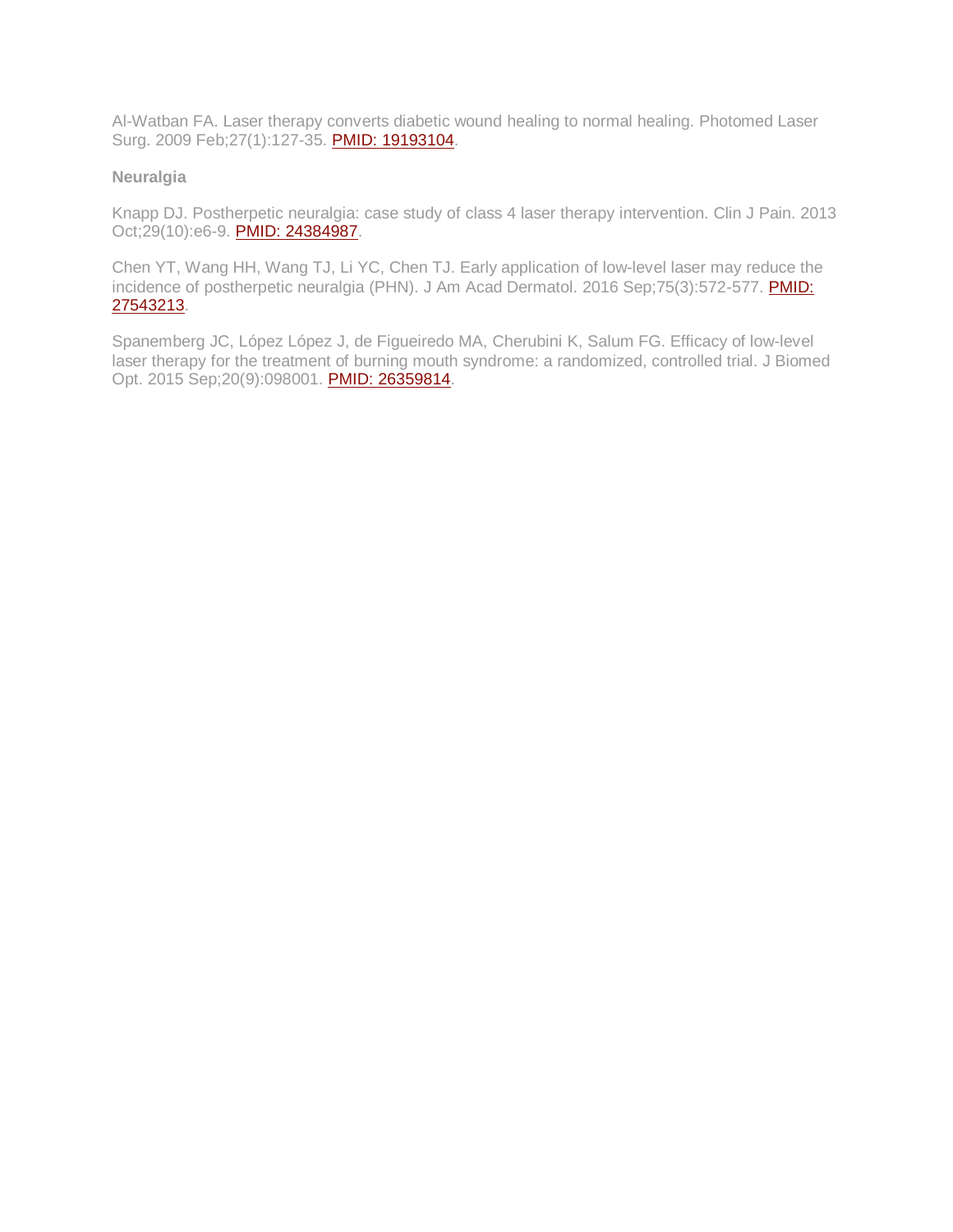Al-Watban FA. Laser therapy converts diabetic wound healing to normal healing. Photomed Laser Surg. 2009 Feb;27(1):127-35. PMID: 19193104.

**Neuralgia**

Knapp DJ. Postherpetic neuralgia: case study of class 4 laser therapy intervention. Clin J Pain. 2013 Oct;29(10):e6-9. PMID: 24384987.

Chen YT, Wang HH, Wang TJ, Li YC, Chen TJ. Early application of low-level laser may reduce the incidence of postherpetic neuralgia (PHN). J Am Acad Dermatol. 2016 Sep;75(3):572-577. PMID: 27543213.

Spanemberg JC, López López J, de Figueiredo MA, Cherubini K, Salum FG. Efficacy of low-level laser therapy for the treatment of burning mouth syndrome: a randomized, controlled trial. J Biomed Opt. 2015 Sep;20(9):098001. PMID: 26359814.